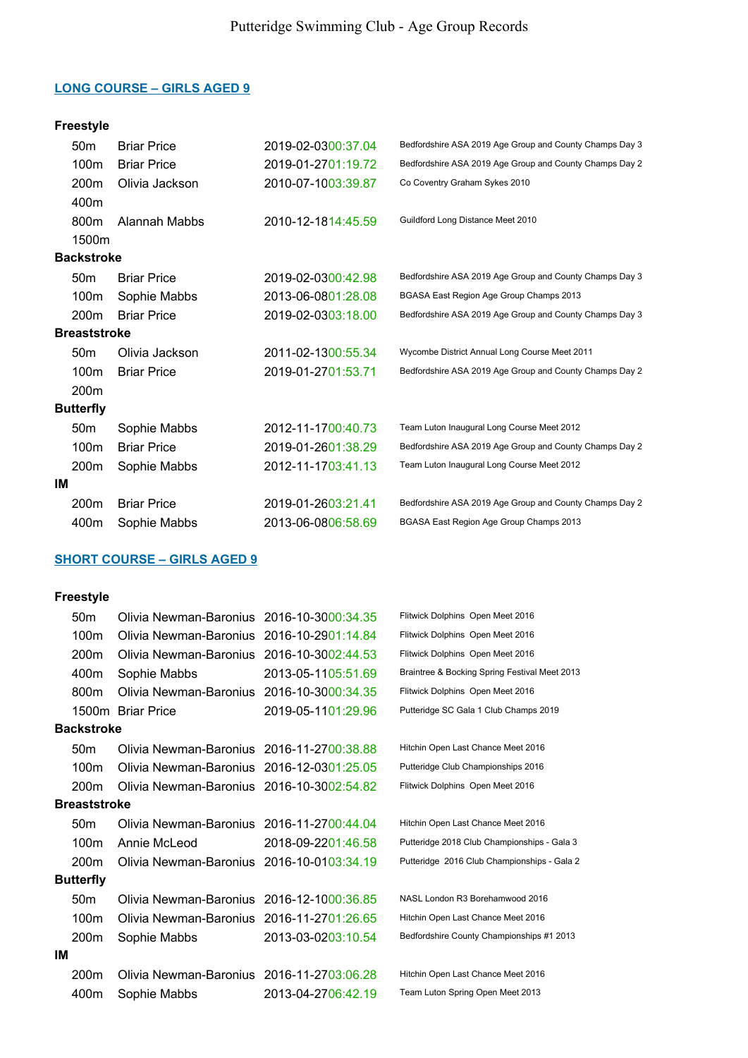# Putteridge Swimming Club - Age Group Records

## LONG COURSE – GIRLS AGED 9

| Stroke | Distance | Name | Date / Time | Meet |
|---|---|---|---|---|
| **Freestyle** | | | | |
| | 50m | Briar Price | 2019-02-03 00:37.04 | Bedfordshire ASA 2019 Age Group and County Champs Day 3 |
| | 100m | Briar Price | 2019-01-27 01:19.72 | Bedfordshire ASA 2019 Age Group and County Champs Day 2 |
| | 200m | Olivia Jackson | 2010-07-10 03:39.87 | Co Coventry Graham Sykes 2010 |
| | 400m | | | |
| | 800m | Alannah Mabbs | 2010-12-18 14:45.59 | Guildford Long Distance Meet 2010 |
| | 1500m | | | |
| **Backstroke** | | | | |
| | 50m | Briar Price | 2019-02-03 00:42.98 | Bedfordshire ASA 2019 Age Group and County Champs Day 3 |
| | 100m | Sophie Mabbs | 2013-06-08 01:28.08 | BGASA East Region Age Group Champs 2013 |
| | 200m | Briar Price | 2019-02-03 03:18.00 | Bedfordshire ASA 2019 Age Group and County Champs Day 3 |
| **Breaststroke** | | | | |
| | 50m | Olivia Jackson | 2011-02-13 00:55.34 | Wycombe District Annual Long Course Meet 2011 |
| | 100m | Briar Price | 2019-01-27 01:53.71 | Bedfordshire ASA 2019 Age Group and County Champs Day 2 |
| | 200m | | | |
| **Butterfly** | | | | |
| | 50m | Sophie Mabbs | 2012-11-17 00:40.73 | Team Luton Inaugural Long Course Meet 2012 |
| | 100m | Briar Price | 2019-01-26 01:38.29 | Bedfordshire ASA 2019 Age Group and County Champs Day 2 |
| | 200m | Sophie Mabbs | 2012-11-17 03:41.13 | Team Luton Inaugural Long Course Meet 2012 |
| **IM** | | | | |
| | 200m | Briar Price | 2019-01-26 03:21.41 | Bedfordshire ASA 2019 Age Group and County Champs Day 2 |
| | 400m | Sophie Mabbs | 2013-06-08 06:58.69 | BGASA East Region Age Group Champs 2013 |

## SHORT COURSE – GIRLS AGED 9

| Stroke | Distance | Name | Date / Time | Meet |
|---|---|---|---|---|
| **Freestyle** | | | | |
| | 50m | Olivia Newman-Baronius | 2016-10-30 00:34.35 | Flitwick Dolphins Open Meet 2016 |
| | 100m | Olivia Newman-Baronius | 2016-10-29 01:14.84 | Flitwick Dolphins Open Meet 2016 |
| | 200m | Olivia Newman-Baronius | 2016-10-30 02:44.53 | Flitwick Dolphins Open Meet 2016 |
| | 400m | Sophie Mabbs | 2013-05-11 05:51.69 | Braintree & Bocking Spring Festival Meet 2013 |
| | 800m | Olivia Newman-Baronius | 2016-10-30 00:34.35 | Flitwick Dolphins Open Meet 2016 |
| | 1500m | Briar Price | 2019-05-11 01:29.96 | Putteridge SC Gala 1 Club Champs 2019 |
| **Backstroke** | | | | |
| | 50m | Olivia Newman-Baronius | 2016-11-27 00:38.88 | Hitchin Open Last Chance Meet 2016 |
| | 100m | Olivia Newman-Baronius | 2016-12-03 01:25.05 | Putteridge Club Championships 2016 |
| | 200m | Olivia Newman-Baronius | 2016-10-30 02:54.82 | Flitwick Dolphins Open Meet 2016 |
| **Breaststroke** | | | | |
| | 50m | Olivia Newman-Baronius | 2016-11-27 00:44.04 | Hitchin Open Last Chance Meet 2016 |
| | 100m | Annie McLeod | 2018-09-22 01:46.58 | Putteridge 2018 Club Championships - Gala 3 |
| | 200m | Olivia Newman-Baronius | 2016-10-01 03:34.19 | Putteridge 2016 Club Championships - Gala 2 |
| **Butterfly** | | | | |
| | 50m | Olivia Newman-Baronius | 2016-12-10 00:36.85 | NASL London R3 Borehamwood 2016 |
| | 100m | Olivia Newman-Baronius | 2016-11-27 01:26.65 | Hitchin Open Last Chance Meet 2016 |
| | 200m | Sophie Mabbs | 2013-03-02 03:10.54 | Bedfordshire County Championships #1 2013 |
| **IM** | | | | |
| | 200m | Olivia Newman-Baronius | 2016-11-27 03:06.28 | Hitchin Open Last Chance Meet 2016 |
| | 400m | Sophie Mabbs | 2013-04-27 06:42.19 | Team Luton Spring Open Meet 2013 |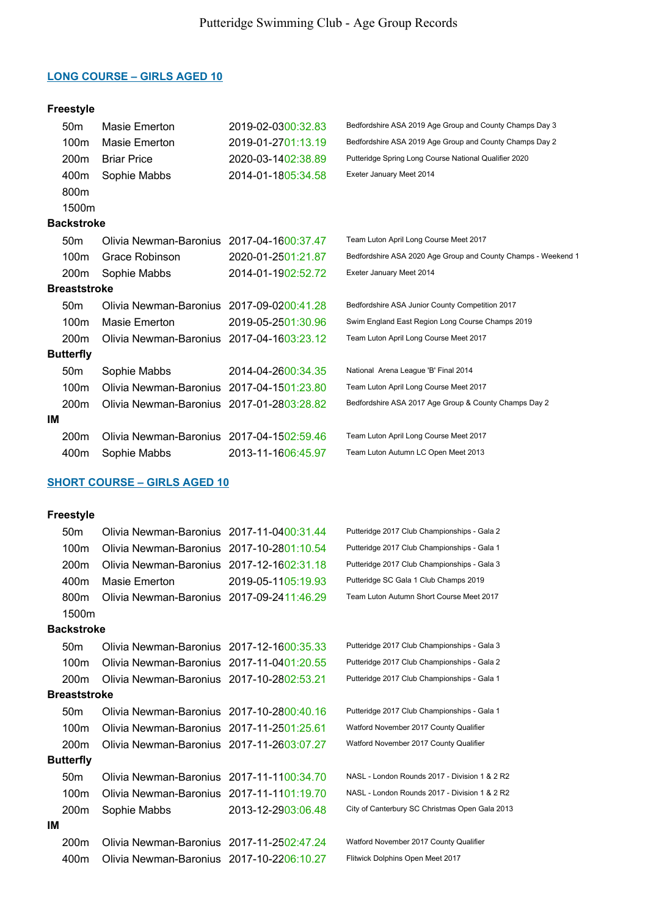Putteridge Swimming Club - Age Group Records

## LONG COURSE – GIRLS AGED 10

### Freestyle

| Distance | Name | Date | Time | Meet |
|---|---|---|---|---|
| 50m | Masie Emerton | 2019-02-03 | 00:32.83 | Bedfordshire ASA 2019 Age Group and County Champs Day 3 |
| 100m | Masie Emerton | 2019-01-27 | 01:13.19 | Bedfordshire ASA 2019 Age Group and County Champs Day 2 |
| 200m | Briar Price | 2020-03-14 | 02:38.89 | Putteridge Spring Long Course National Qualifier 2020 |
| 400m | Sophie Mabbs | 2014-01-18 | 05:34.58 | Exeter January Meet 2014 |
| 800m | | | | |
| 1500m | | | | |

### Backstroke

| Distance | Name | Date | Time | Meet |
|---|---|---|---|---|
| 50m | Olivia Newman-Baronius | 2017-04-16 | 00:37.47 | Team Luton April Long Course Meet 2017 |
| 100m | Grace Robinson | 2020-01-25 | 01:21.87 | Bedfordshire ASA 2020 Age Group and County Champs - Weekend 1 |
| 200m | Sophie Mabbs | 2014-01-19 | 02:52.72 | Exeter January Meet 2014 |

### Breaststroke

| Distance | Name | Date | Time | Meet |
|---|---|---|---|---|
| 50m | Olivia Newman-Baronius | 2017-09-02 | 00:41.28 | Bedfordshire ASA Junior County Competition 2017 |
| 100m | Masie Emerton | 2019-05-25 | 01:30.96 | Swim England East Region Long Course Champs 2019 |
| 200m | Olivia Newman-Baronius | 2017-04-16 | 03:23.12 | Team Luton April Long Course Meet 2017 |

### Butterfly

| Distance | Name | Date | Time | Meet |
|---|---|---|---|---|
| 50m | Sophie Mabbs | 2014-04-26 | 00:34.35 | National Arena League 'B' Final 2014 |
| 100m | Olivia Newman-Baronius | 2017-04-15 | 01:23.80 | Team Luton April Long Course Meet 2017 |
| 200m | Olivia Newman-Baronius | 2017-01-28 | 03:28.82 | Bedfordshire ASA 2017 Age Group & County Champs Day 2 |

### IM

| Distance | Name | Date | Time | Meet |
|---|---|---|---|---|
| 200m | Olivia Newman-Baronius | 2017-04-15 | 02:59.46 | Team Luton April Long Course Meet 2017 |
| 400m | Sophie Mabbs | 2013-11-16 | 06:45.97 | Team Luton Autumn LC Open Meet 2013 |

## SHORT COURSE – GIRLS AGED 10

### Freestyle

| Distance | Name | Date | Time | Meet |
|---|---|---|---|---|
| 50m | Olivia Newman-Baronius | 2017-11-04 | 00:31.44 | Putteridge 2017 Club Championships - Gala 2 |
| 100m | Olivia Newman-Baronius | 2017-10-28 | 01:10.54 | Putteridge 2017 Club Championships - Gala 1 |
| 200m | Olivia Newman-Baronius | 2017-12-16 | 02:31.18 | Putteridge 2017 Club Championships - Gala 3 |
| 400m | Masie Emerton | 2019-05-11 | 05:19.93 | Putteridge SC Gala 1 Club Champs 2019 |
| 800m | Olivia Newman-Baronius | 2017-09-24 | 11:46.29 | Team Luton Autumn Short Course Meet 2017 |
| 1500m | | | | |

### Backstroke

| Distance | Name | Date | Time | Meet |
|---|---|---|---|---|
| 50m | Olivia Newman-Baronius | 2017-12-16 | 00:35.33 | Putteridge 2017 Club Championships - Gala 3 |
| 100m | Olivia Newman-Baronius | 2017-11-04 | 01:20.55 | Putteridge 2017 Club Championships - Gala 2 |
| 200m | Olivia Newman-Baronius | 2017-10-28 | 02:53.21 | Putteridge 2017 Club Championships - Gala 1 |

### Breaststroke

| Distance | Name | Date | Time | Meet |
|---|---|---|---|---|
| 50m | Olivia Newman-Baronius | 2017-10-28 | 00:40.16 | Putteridge 2017 Club Championships - Gala 1 |
| 100m | Olivia Newman-Baronius | 2017-11-25 | 01:25.61 | Watford November 2017 County Qualifier |
| 200m | Olivia Newman-Baronius | 2017-11-26 | 03:07.27 | Watford November 2017 County Qualifier |

### Butterfly

| Distance | Name | Date | Time | Meet |
|---|---|---|---|---|
| 50m | Olivia Newman-Baronius | 2017-11-11 | 00:34.70 | NASL - London Rounds 2017 - Division 1 & 2 R2 |
| 100m | Olivia Newman-Baronius | 2017-11-11 | 01:19.70 | NASL - London Rounds 2017 - Division 1 & 2 R2 |
| 200m | Sophie Mabbs | 2013-12-29 | 03:06.48 | City of Canterbury SC Christmas Open Gala 2013 |

### IM

| Distance | Name | Date | Time | Meet |
|---|---|---|---|---|
| 200m | Olivia Newman-Baronius | 2017-11-25 | 02:47.24 | Watford November 2017 County Qualifier |
| 400m | Olivia Newman-Baronius | 2017-10-22 | 06:10.27 | Flitwick Dolphins Open Meet 2017 |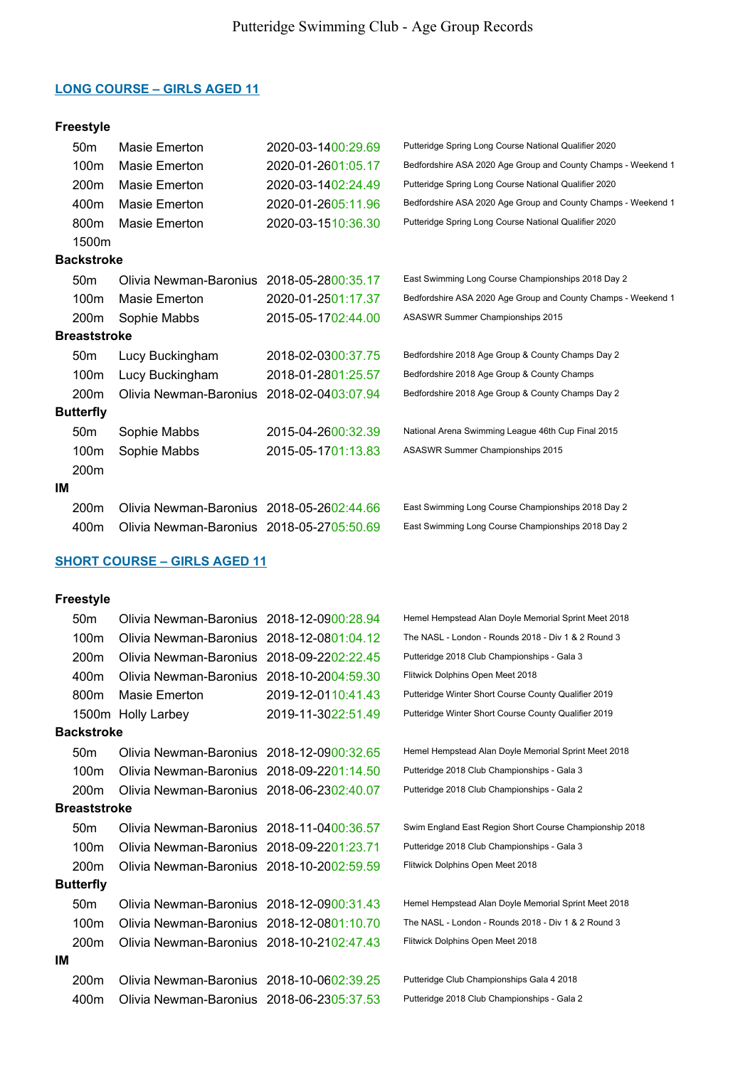# Putteridge Swimming Club - Age Group Records

## LONG COURSE – GIRLS AGED 11

### Freestyle

| Distance | Name | Date | Time | Event |
|---|---|---|---|---|
| 50m | Masie Emerton | 2020-03-14 | 00:29.69 | Putteridge Spring Long Course National Qualifier 2020 |
| 100m | Masie Emerton | 2020-01-26 | 01:05.17 | Bedfordshire ASA 2020 Age Group and County Champs - Weekend 1 |
| 200m | Masie Emerton | 2020-03-14 | 02:24.49 | Putteridge Spring Long Course National Qualifier 2020 |
| 400m | Masie Emerton | 2020-01-26 | 05:11.96 | Bedfordshire ASA 2020 Age Group and County Champs - Weekend 1 |
| 800m | Masie Emerton | 2020-03-15 | 10:36.30 | Putteridge Spring Long Course National Qualifier 2020 |
| 1500m | | | | |

### Backstroke

| Distance | Name | Date | Time | Event |
|---|---|---|---|---|
| 50m | Olivia Newman-Baronius | 2018-05-28 | 00:35.17 | East Swimming Long Course Championships 2018 Day 2 |
| 100m | Masie Emerton | 2020-01-25 | 01:17.37 | Bedfordshire ASA 2020 Age Group and County Champs - Weekend 1 |
| 200m | Sophie Mabbs | 2015-05-17 | 02:44.00 | ASASWR Summer Championships 2015 |

### Breaststroke

| Distance | Name | Date | Time | Event |
|---|---|---|---|---|
| 50m | Lucy Buckingham | 2018-02-03 | 00:37.75 | Bedfordshire 2018 Age Group & County Champs Day 2 |
| 100m | Lucy Buckingham | 2018-01-28 | 01:25.57 | Bedfordshire 2018 Age Group & County Champs |
| 200m | Olivia Newman-Baronius | 2018-02-04 | 03:07.94 | Bedfordshire 2018 Age Group & County Champs Day 2 |

### Butterfly

| Distance | Name | Date | Time | Event |
|---|---|---|---|---|
| 50m | Sophie Mabbs | 2015-04-26 | 00:32.39 | National Arena Swimming League 46th Cup Final 2015 |
| 100m | Sophie Mabbs | 2015-05-17 | 01:13.83 | ASASWR Summer Championships 2015 |
| 200m | | | | |

### IM

| Distance | Name | Date | Time | Event |
|---|---|---|---|---|
| 200m | Olivia Newman-Baronius | 2018-05-26 | 02:44.66 | East Swimming Long Course Championships 2018 Day 2 |
| 400m | Olivia Newman-Baronius | 2018-05-27 | 05:50.69 | East Swimming Long Course Championships 2018 Day 2 |

## SHORT COURSE – GIRLS AGED 11

### Freestyle

| Distance | Name | Date | Time | Event |
|---|---|---|---|---|
| 50m | Olivia Newman-Baronius | 2018-12-09 | 00:28.94 | Hemel Hempstead Alan Doyle Memorial Sprint Meet 2018 |
| 100m | Olivia Newman-Baronius | 2018-12-08 | 01:04.12 | The NASL - London - Rounds 2018 - Div 1 & 2 Round 3 |
| 200m | Olivia Newman-Baronius | 2018-09-22 | 02:22.45 | Putteridge 2018 Club Championships - Gala 3 |
| 400m | Olivia Newman-Baronius | 2018-10-20 | 04:59.30 | Flitwick Dolphins Open Meet 2018 |
| 800m | Masie Emerton | 2019-12-01 | 10:41.43 | Putteridge Winter Short Course County Qualifier 2019 |
| 1500m | Holly Larbey | 2019-11-30 | 22:51.49 | Putteridge Winter Short Course County Qualifier 2019 |

### Backstroke

| Distance | Name | Date | Time | Event |
|---|---|---|---|---|
| 50m | Olivia Newman-Baronius | 2018-12-09 | 00:32.65 | Hemel Hempstead Alan Doyle Memorial Sprint Meet 2018 |
| 100m | Olivia Newman-Baronius | 2018-09-22 | 01:14.50 | Putteridge 2018 Club Championships - Gala 3 |
| 200m | Olivia Newman-Baronius | 2018-06-23 | 02:40.07 | Putteridge 2018 Club Championships - Gala 2 |

### Breaststroke

| Distance | Name | Date | Time | Event |
|---|---|---|---|---|
| 50m | Olivia Newman-Baronius | 2018-11-04 | 00:36.57 | Swim England East Region Short Course Championship 2018 |
| 100m | Olivia Newman-Baronius | 2018-09-22 | 01:23.71 | Putteridge 2018 Club Championships - Gala 3 |
| 200m | Olivia Newman-Baronius | 2018-10-20 | 02:59.59 | Flitwick Dolphins Open Meet 2018 |

### Butterfly

| Distance | Name | Date | Time | Event |
|---|---|---|---|---|
| 50m | Olivia Newman-Baronius | 2018-12-09 | 00:31.43 | Hemel Hempstead Alan Doyle Memorial Sprint Meet 2018 |
| 100m | Olivia Newman-Baronius | 2018-12-08 | 01:10.70 | The NASL - London - Rounds 2018 - Div 1 & 2 Round 3 |
| 200m | Olivia Newman-Baronius | 2018-10-21 | 02:47.43 | Flitwick Dolphins Open Meet 2018 |

### IM

| Distance | Name | Date | Time | Event |
|---|---|---|---|---|
| 200m | Olivia Newman-Baronius | 2018-10-06 | 02:39.25 | Putteridge Club Championships Gala 4 2018 |
| 400m | Olivia Newman-Baronius | 2018-06-23 | 05:37.53 | Putteridge 2018 Club Championships - Gala 2 |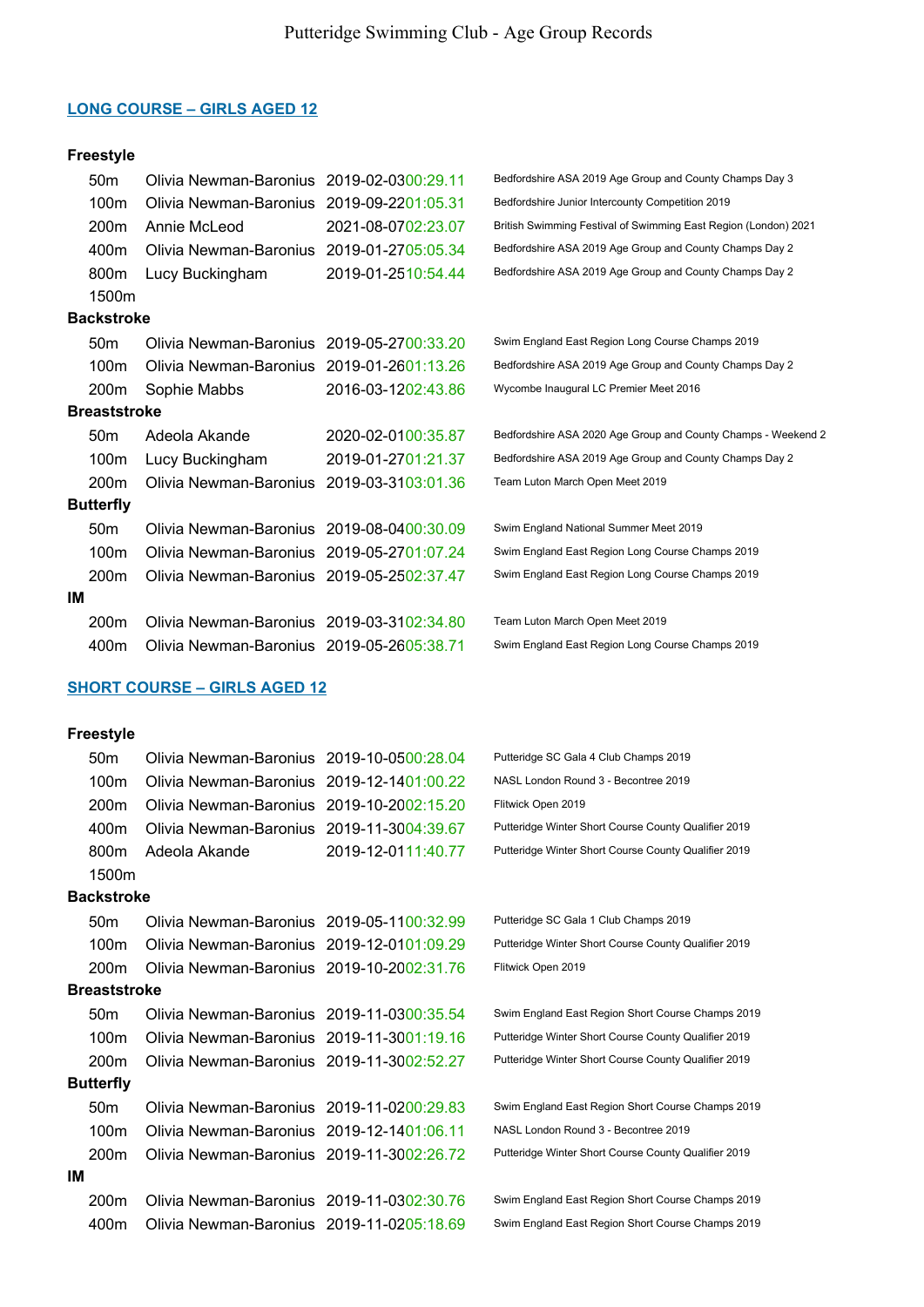# Putteridge Swimming Club - Age Group Records

## LONG COURSE – GIRLS AGED 12

### Freestyle

| Distance | Name | Date | Time | Event |
|---|---|---|---|---|
| 50m | Olivia Newman-Baronius | 2019-02-03 | 00:29.11 | Bedfordshire ASA 2019 Age Group and County Champs Day 3 |
| 100m | Olivia Newman-Baronius | 2019-09-22 | 01:05.31 | Bedfordshire Junior Intercounty Competition 2019 |
| 200m | Annie McLeod | 2021-08-07 | 02:23.07 | British Swimming Festival of Swimming East Region (London) 2021 |
| 400m | Olivia Newman-Baronius | 2019-01-27 | 05:05.34 | Bedfordshire ASA 2019 Age Group and County Champs Day 2 |
| 800m | Lucy Buckingham | 2019-01-25 | 10:54.44 | Bedfordshire ASA 2019 Age Group and County Champs Day 2 |
| 1500m | | | | |

### Backstroke

| Distance | Name | Date | Time | Event |
|---|---|---|---|---|
| 50m | Olivia Newman-Baronius | 2019-05-27 | 00:33.20 | Swim England East Region Long Course Champs 2019 |
| 100m | Olivia Newman-Baronius | 2019-01-26 | 01:13.26 | Bedfordshire ASA 2019 Age Group and County Champs Day 2 |
| 200m | Sophie Mabbs | 2016-03-12 | 02:43.86 | Wycombe Inaugural LC Premier Meet 2016 |

### Breaststroke

| Distance | Name | Date | Time | Event |
|---|---|---|---|---|
| 50m | Adeola Akande | 2020-02-01 | 00:35.87 | Bedfordshire ASA 2020 Age Group and County Champs - Weekend 2 |
| 100m | Lucy Buckingham | 2019-01-27 | 01:21.37 | Bedfordshire ASA 2019 Age Group and County Champs Day 2 |
| 200m | Olivia Newman-Baronius | 2019-03-31 | 03:01.36 | Team Luton March Open Meet 2019 |

### Butterfly

| Distance | Name | Date | Time | Event |
|---|---|---|---|---|
| 50m | Olivia Newman-Baronius | 2019-08-04 | 00:30.09 | Swim England National Summer Meet 2019 |
| 100m | Olivia Newman-Baronius | 2019-05-27 | 01:07.24 | Swim England East Region Long Course Champs 2019 |
| 200m | Olivia Newman-Baronius | 2019-05-25 | 02:37.47 | Swim England East Region Long Course Champs 2019 |

### IM

| Distance | Name | Date | Time | Event |
|---|---|---|---|---|
| 200m | Olivia Newman-Baronius | 2019-03-31 | 02:34.80 | Team Luton March Open Meet 2019 |
| 400m | Olivia Newman-Baronius | 2019-05-26 | 05:38.71 | Swim England East Region Long Course Champs 2019 |

## SHORT COURSE – GIRLS AGED 12

### Freestyle

| Distance | Name | Date | Time | Event |
|---|---|---|---|---|
| 50m | Olivia Newman-Baronius | 2019-10-05 | 00:28.04 | Putteridge SC Gala 4 Club Champs 2019 |
| 100m | Olivia Newman-Baronius | 2019-12-14 | 01:00.22 | NASL London Round 3 - Becontree 2019 |
| 200m | Olivia Newman-Baronius | 2019-10-20 | 02:15.20 | Flitwick Open 2019 |
| 400m | Olivia Newman-Baronius | 2019-11-30 | 04:39.67 | Putteridge Winter Short Course County Qualifier 2019 |
| 800m | Adeola Akande | 2019-12-01 | 11:40.77 | Putteridge Winter Short Course County Qualifier 2019 |
| 1500m | | | | |

### Backstroke

| Distance | Name | Date | Time | Event |
|---|---|---|---|---|
| 50m | Olivia Newman-Baronius | 2019-05-11 | 00:32.99 | Putteridge SC Gala 1 Club Champs 2019 |
| 100m | Olivia Newman-Baronius | 2019-12-01 | 01:09.29 | Putteridge Winter Short Course County Qualifier 2019 |
| 200m | Olivia Newman-Baronius | 2019-10-20 | 02:31.76 | Flitwick Open 2019 |

### Breaststroke

| Distance | Name | Date | Time | Event |
|---|---|---|---|---|
| 50m | Olivia Newman-Baronius | 2019-11-03 | 00:35.54 | Swim England East Region Short Course Champs 2019 |
| 100m | Olivia Newman-Baronius | 2019-11-30 | 01:19.16 | Putteridge Winter Short Course County Qualifier 2019 |
| 200m | Olivia Newman-Baronius | 2019-11-30 | 02:52.27 | Putteridge Winter Short Course County Qualifier 2019 |

### Butterfly

| Distance | Name | Date | Time | Event |
|---|---|---|---|---|
| 50m | Olivia Newman-Baronius | 2019-11-02 | 00:29.83 | Swim England East Region Short Course Champs 2019 |
| 100m | Olivia Newman-Baronius | 2019-12-14 | 01:06.11 | NASL London Round 3 - Becontree 2019 |
| 200m | Olivia Newman-Baronius | 2019-11-30 | 02:26.72 | Putteridge Winter Short Course County Qualifier 2019 |

### IM

| Distance | Name | Date | Time | Event |
|---|---|---|---|---|
| 200m | Olivia Newman-Baronius | 2019-11-03 | 02:30.76 | Swim England East Region Short Course Champs 2019 |
| 400m | Olivia Newman-Baronius | 2019-11-02 | 05:18.69 | Swim England East Region Short Course Champs 2019 |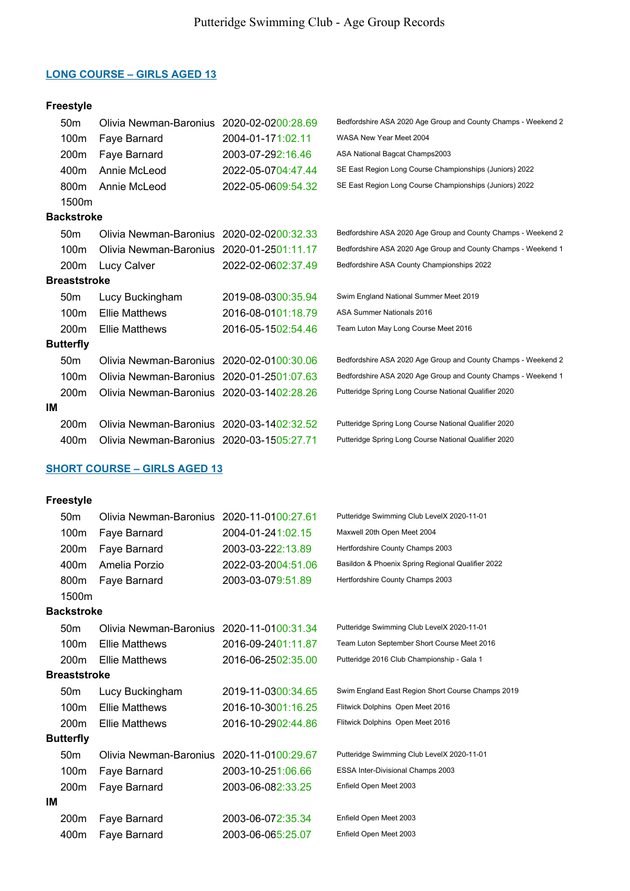# Putteridge Swimming Club - Age Group Records

## LONG COURSE – GIRLS AGED 13

### Freestyle

| Distance | Name | Date/Time | Meet |
|---|---|---|---|
| 50m | Olivia Newman-Baronius | 2020-02-0200:28.69 | Bedfordshire ASA 2020 Age Group and County Champs - Weekend 2 |
| 100m | Faye Barnard | 2004-01-171:02.11 | WASA New Year Meet 2004 |
| 200m | Faye Barnard | 2003-07-292:16.46 | ASA National Bagcat Champs2003 |
| 400m | Annie McLeod | 2022-05-0704:47.44 | SE East Region Long Course Championships (Juniors) 2022 |
| 800m | Annie McLeod | 2022-05-0609:54.32 | SE East Region Long Course Championships (Juniors) 2022 |
| 1500m | | | |

### Backstroke

| Distance | Name | Date/Time | Meet |
|---|---|---|---|
| 50m | Olivia Newman-Baronius | 2020-02-0200:32.33 | Bedfordshire ASA 2020 Age Group and County Champs - Weekend 2 |
| 100m | Olivia Newman-Baronius | 2020-01-2501:11.17 | Bedfordshire ASA 2020 Age Group and County Champs - Weekend 1 |
| 200m | Lucy Calver | 2022-02-0602:37.49 | Bedfordshire ASA County Championships 2022 |

### Breaststroke

| Distance | Name | Date/Time | Meet |
|---|---|---|---|
| 50m | Lucy Buckingham | 2019-08-0300:35.94 | Swim England National Summer Meet 2019 |
| 100m | Ellie Matthews | 2016-08-0101:18.79 | ASA Summer Nationals 2016 |
| 200m | Ellie Matthews | 2016-05-1502:54.46 | Team Luton May Long Course Meet 2016 |

### Butterfly

| Distance | Name | Date/Time | Meet |
|---|---|---|---|
| 50m | Olivia Newman-Baronius | 2020-02-0100:30.06 | Bedfordshire ASA 2020 Age Group and County Champs - Weekend 2 |
| 100m | Olivia Newman-Baronius | 2020-01-2501:07.63 | Bedfordshire ASA 2020 Age Group and County Champs - Weekend 1 |
| 200m | Olivia Newman-Baronius | 2020-03-1402:28.26 | Putteridge Spring Long Course National Qualifier 2020 |

### IM

| Distance | Name | Date/Time | Meet |
|---|---|---|---|
| 200m | Olivia Newman-Baronius | 2020-03-1402:32.52 | Putteridge Spring Long Course National Qualifier 2020 |
| 400m | Olivia Newman-Baronius | 2020-03-1505:27.71 | Putteridge Spring Long Course National Qualifier 2020 |

## SHORT COURSE – GIRLS AGED 13

### Freestyle

| Distance | Name | Date/Time | Meet |
|---|---|---|---|
| 50m | Olivia Newman-Baronius | 2020-11-0100:27.61 | Putteridge Swimming Club LevelX 2020-11-01 |
| 100m | Faye Barnard | 2004-01-241:02.15 | Maxwell 20th Open Meet 2004 |
| 200m | Faye Barnard | 2003-03-222:13.89 | Hertfordshire County Champs 2003 |
| 400m | Amelia Porzio | 2022-03-2004:51.06 | Basildon & Phoenix Spring Regional Qualifier 2022 |
| 800m | Faye Barnard | 2003-03-079:51.89 | Hertfordshire County Champs 2003 |
| 1500m | | | |

### Backstroke

| Distance | Name | Date/Time | Meet |
|---|---|---|---|
| 50m | Olivia Newman-Baronius | 2020-11-0100:31.34 | Putteridge Swimming Club LevelX 2020-11-01 |
| 100m | Ellie Matthews | 2016-09-2401:11.87 | Team Luton September Short Course Meet 2016 |
| 200m | Ellie Matthews | 2016-06-2502:35.00 | Putteridge 2016 Club Championship - Gala 1 |

### Breaststroke

| Distance | Name | Date/Time | Meet |
|---|---|---|---|
| 50m | Lucy Buckingham | 2019-11-0300:34.65 | Swim England East Region Short Course Champs 2019 |
| 100m | Ellie Matthews | 2016-10-3001:16.25 | Flitwick Dolphins Open Meet 2016 |
| 200m | Ellie Matthews | 2016-10-2902:44.86 | Flitwick Dolphins Open Meet 2016 |

### Butterfly

| Distance | Name | Date/Time | Meet |
|---|---|---|---|
| 50m | Olivia Newman-Baronius | 2020-11-0100:29.67 | Putteridge Swimming Club LevelX 2020-11-01 |
| 100m | Faye Barnard | 2003-10-251:06.66 | ESSA Inter-Divisional Champs 2003 |
| 200m | Faye Barnard | 2003-06-082:33.25 | Enfield Open Meet 2003 |

### IM

| Distance | Name | Date/Time | Meet |
|---|---|---|---|
| 200m | Faye Barnard | 2003-06-072:35.34 | Enfield Open Meet 2003 |
| 400m | Faye Barnard | 2003-06-065:25.07 | Enfield Open Meet 2003 |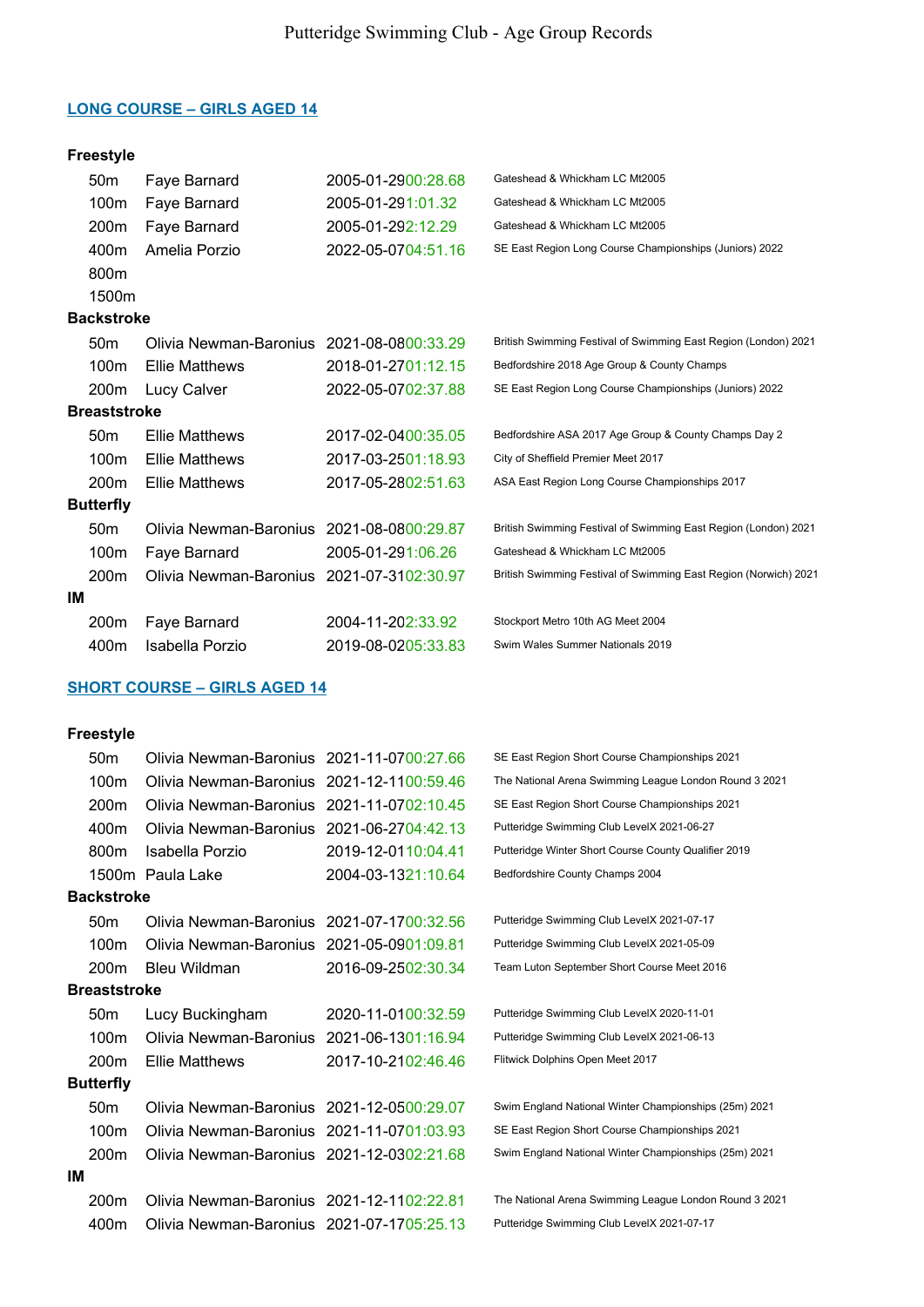# Putteridge Swimming Club - Age Group Records

## LONG COURSE – GIRLS AGED 14

| Event | Name | Date / Time | Meet |
|---|---|---|---|
| **Freestyle** | | | |
| 50m | Faye Barnard | 2005-01-29 00:28.68 | Gateshead & Whickham LC Mt2005 |
| 100m | Faye Barnard | 2005-01-29 1:01.32 | Gateshead & Whickham LC Mt2005 |
| 200m | Faye Barnard | 2005-01-29 2:12.29 | Gateshead & Whickham LC Mt2005 |
| 400m | Amelia Porzio | 2022-05-07 04:51.16 | SE East Region Long Course Championships (Juniors) 2022 |
| 800m | | | |
| 1500m | | | |
| **Backstroke** | | | |
| 50m | Olivia Newman-Baronius | 2021-08-08 00:33.29 | British Swimming Festival of Swimming East Region (London) 2021 |
| 100m | Ellie Matthews | 2018-01-27 01:12.15 | Bedfordshire 2018 Age Group & County Champs |
| 200m | Lucy Calver | 2022-05-07 02:37.88 | SE East Region Long Course Championships (Juniors) 2022 |
| **Breaststroke** | | | |
| 50m | Ellie Matthews | 2017-02-04 00:35.05 | Bedfordshire ASA 2017 Age Group & County Champs Day 2 |
| 100m | Ellie Matthews | 2017-03-25 01:18.93 | City of Sheffield Premier Meet 2017 |
| 200m | Ellie Matthews | 2017-05-28 02:51.63 | ASA East Region Long Course Championships 2017 |
| **Butterfly** | | | |
| 50m | Olivia Newman-Baronius | 2021-08-08 00:29.87 | British Swimming Festival of Swimming East Region (London) 2021 |
| 100m | Faye Barnard | 2005-01-29 1:06.26 | Gateshead & Whickham LC Mt2005 |
| 200m | Olivia Newman-Baronius | 2021-07-31 02:30.97 | British Swimming Festival of Swimming East Region (Norwich) 2021 |
| **IM** | | | |
| 200m | Faye Barnard | 2004-11-20 2:33.92 | Stockport Metro 10th AG Meet 2004 |
| 400m | Isabella Porzio | 2019-08-02 05:33.83 | Swim Wales Summer Nationals 2019 |

## SHORT COURSE – GIRLS AGED 14

| Event | Name | Date / Time | Meet |
|---|---|---|---|
| **Freestyle** | | | |
| 50m | Olivia Newman-Baronius | 2021-11-07 00:27.66 | SE East Region Short Course Championships 2021 |
| 100m | Olivia Newman-Baronius | 2021-12-11 00:59.46 | The National Arena Swimming League London Round 3 2021 |
| 200m | Olivia Newman-Baronius | 2021-11-07 02:10.45 | SE East Region Short Course Championships 2021 |
| 400m | Olivia Newman-Baronius | 2021-06-27 04:42.13 | Putteridge Swimming Club LevelX 2021-06-27 |
| 800m | Isabella Porzio | 2019-12-01 10:04.41 | Putteridge Winter Short Course County Qualifier 2019 |
| 1500m | Paula Lake | 2004-03-13 21:10.64 | Bedfordshire County Champs 2004 |
| **Backstroke** | | | |
| 50m | Olivia Newman-Baronius | 2021-07-17 00:32.56 | Putteridge Swimming Club LevelX 2021-07-17 |
| 100m | Olivia Newman-Baronius | 2021-05-09 01:09.81 | Putteridge Swimming Club LevelX 2021-05-09 |
| 200m | Bleu Wildman | 2016-09-25 02:30.34 | Team Luton September Short Course Meet 2016 |
| **Breaststroke** | | | |
| 50m | Lucy Buckingham | 2020-11-01 00:32.59 | Putteridge Swimming Club LevelX 2020-11-01 |
| 100m | Olivia Newman-Baronius | 2021-06-13 01:16.94 | Putteridge Swimming Club LevelX 2021-06-13 |
| 200m | Ellie Matthews | 2017-10-21 02:46.46 | Flitwick Dolphins Open Meet 2017 |
| **Butterfly** | | | |
| 50m | Olivia Newman-Baronius | 2021-12-05 00:29.07 | Swim England National Winter Championships (25m) 2021 |
| 100m | Olivia Newman-Baronius | 2021-11-07 01:03.93 | SE East Region Short Course Championships 2021 |
| 200m | Olivia Newman-Baronius | 2021-12-03 02:21.68 | Swim England National Winter Championships (25m) 2021 |
| **IM** | | | |
| 200m | Olivia Newman-Baronius | 2021-12-11 02:22.81 | The National Arena Swimming League London Round 3 2021 |
| 400m | Olivia Newman-Baronius | 2021-07-17 05:25.13 | Putteridge Swimming Club LevelX 2021-07-17 |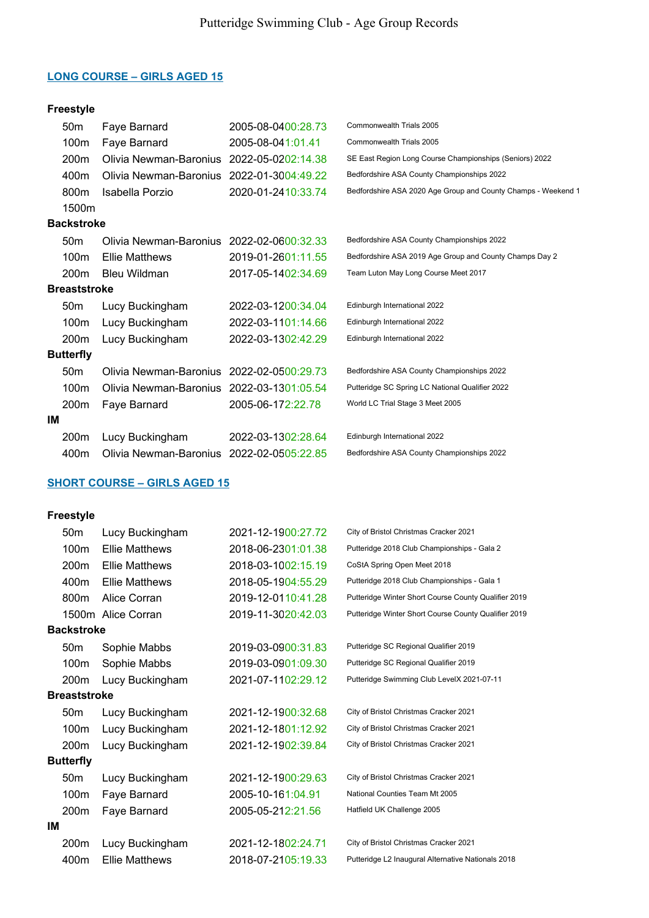# Putteridge Swimming Club - Age Group Records

## LONG COURSE – GIRLS AGED 15

### Freestyle

| | | | |
|---|---|---|---|
| 50m | Faye Barnard | 2005-08-04 00:28.73 | Commonwealth Trials 2005 |
| 100m | Faye Barnard | 2005-08-04 1:01.41 | Commonwealth Trials 2005 |
| 200m | Olivia Newman-Baronius | 2022-05-02 02:14.38 | SE East Region Long Course Championships (Seniors) 2022 |
| 400m | Olivia Newman-Baronius | 2022-01-30 04:49.22 | Bedfordshire ASA County Championships 2022 |
| 800m | Isabella Porzio | 2020-01-24 10:33.74 | Bedfordshire ASA 2020 Age Group and County Champs - Weekend 1 |
| 1500m | | | |

### Backstroke

| | | | |
|---|---|---|---|
| 50m | Olivia Newman-Baronius | 2022-02-06 00:32.33 | Bedfordshire ASA County Championships 2022 |
| 100m | Ellie Matthews | 2019-01-26 01:11.55 | Bedfordshire ASA 2019 Age Group and County Champs Day 2 |
| 200m | Bleu Wildman | 2017-05-14 02:34.69 | Team Luton May Long Course Meet 2017 |

### Breaststroke

| | | | |
|---|---|---|---|
| 50m | Lucy Buckingham | 2022-03-12 00:34.04 | Edinburgh International 2022 |
| 100m | Lucy Buckingham | 2022-03-11 01:14.66 | Edinburgh International 2022 |
| 200m | Lucy Buckingham | 2022-03-13 02:42.29 | Edinburgh International 2022 |

### Butterfly

| | | | |
|---|---|---|---|
| 50m | Olivia Newman-Baronius | 2022-02-05 00:29.73 | Bedfordshire ASA County Championships 2022 |
| 100m | Olivia Newman-Baronius | 2022-03-13 01:05.54 | Putteridge SC Spring LC National Qualifier 2022 |
| 200m | Faye Barnard | 2005-06-17 2:22.78 | World LC Trial Stage 3 Meet 2005 |

### IM

| | | | |
|---|---|---|---|
| 200m | Lucy Buckingham | 2022-03-13 02:28.64 | Edinburgh International 2022 |
| 400m | Olivia Newman-Baronius | 2022-02-05 05:22.85 | Bedfordshire ASA County Championships 2022 |

## SHORT COURSE – GIRLS AGED 15

### Freestyle

| | | | |
|---|---|---|---|
| 50m | Lucy Buckingham | 2021-12-19 00:27.72 | City of Bristol Christmas Cracker 2021 |
| 100m | Ellie Matthews | 2018-06-23 01:01.38 | Putteridge 2018 Club Championships - Gala 2 |
| 200m | Ellie Matthews | 2018-03-10 02:15.19 | CoStA Spring Open Meet 2018 |
| 400m | Ellie Matthews | 2018-05-19 04:55.29 | Putteridge 2018 Club Championships - Gala 1 |
| 800m | Alice Corran | 2019-12-01 10:41.28 | Putteridge Winter Short Course County Qualifier 2019 |
| 1500m | Alice Corran | 2019-11-30 20:42.03 | Putteridge Winter Short Course County Qualifier 2019 |

### Backstroke

| | | | |
|---|---|---|---|
| 50m | Sophie Mabbs | 2019-03-09 00:31.83 | Putteridge SC Regional Qualifier 2019 |
| 100m | Sophie Mabbs | 2019-03-09 01:09.30 | Putteridge SC Regional Qualifier 2019 |
| 200m | Lucy Buckingham | 2021-07-11 02:29.12 | Putteridge Swimming Club LevelX 2021-07-11 |

### Breaststroke

| | | | |
|---|---|---|---|
| 50m | Lucy Buckingham | 2021-12-19 00:32.68 | City of Bristol Christmas Cracker 2021 |
| 100m | Lucy Buckingham | 2021-12-18 01:12.92 | City of Bristol Christmas Cracker 2021 |
| 200m | Lucy Buckingham | 2021-12-19 02:39.84 | City of Bristol Christmas Cracker 2021 |

### Butterfly

| | | | |
|---|---|---|---|
| 50m | Lucy Buckingham | 2021-12-19 00:29.63 | City of Bristol Christmas Cracker 2021 |
| 100m | Faye Barnard | 2005-10-16 1:04.91 | National Counties Team Mt 2005 |
| 200m | Faye Barnard | 2005-05-21 2:21.56 | Hatfield UK Challenge 2005 |

### IM

| | | | |
|---|---|---|---|
| 200m | Lucy Buckingham | 2021-12-18 02:24.71 | City of Bristol Christmas Cracker 2021 |
| 400m | Ellie Matthews | 2018-07-21 05:19.33 | Putteridge L2 Inaugural Alternative Nationals 2018 |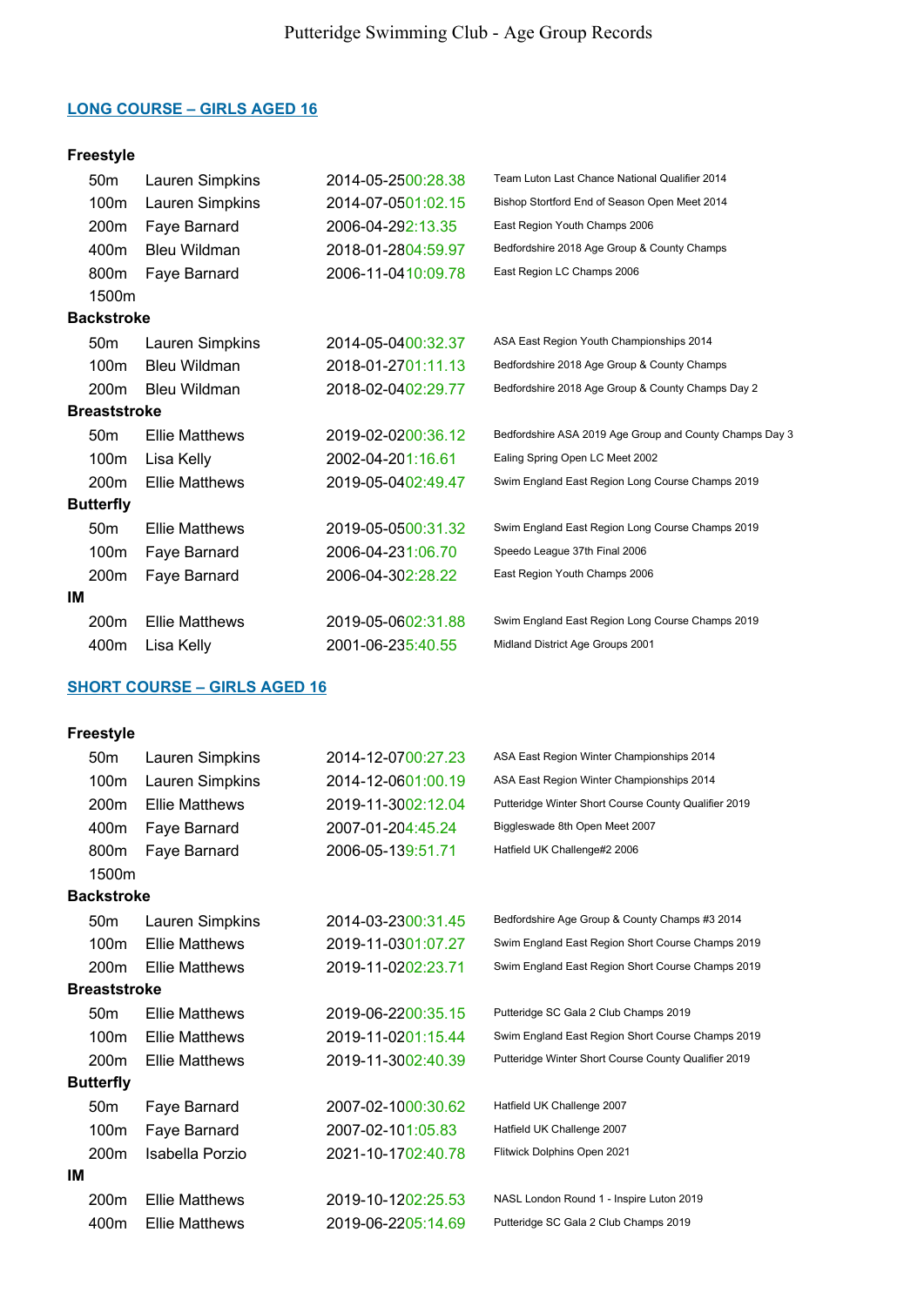# Putteridge Swimming Club - Age Group Records

## LONG COURSE – GIRLS AGED 16

### Freestyle

| Distance | Name | Date | Time | Event |
|---|---|---|---|---|
| 50m | Lauren Simpkins | 2014-05-25 | 00:28.38 | Team Luton Last Chance National Qualifier 2014 |
| 100m | Lauren Simpkins | 2014-07-05 | 01:02.15 | Bishop Stortford End of Season Open Meet 2014 |
| 200m | Faye Barnard | 2006-04-29 | 2:13.35 | East Region Youth Champs 2006 |
| 400m | Bleu Wildman | 2018-01-28 | 04:59.97 | Bedfordshire 2018 Age Group & County Champs |
| 800m | Faye Barnard | 2006-11-04 | 10:09.78 | East Region LC Champs 2006 |
| 1500m | | | | |

### Backstroke

| Distance | Name | Date | Time | Event |
|---|---|---|---|---|
| 50m | Lauren Simpkins | 2014-05-04 | 00:32.37 | ASA East Region Youth Championships 2014 |
| 100m | Bleu Wildman | 2018-01-27 | 01:11.13 | Bedfordshire 2018 Age Group & County Champs |
| 200m | Bleu Wildman | 2018-02-04 | 02:29.77 | Bedfordshire 2018 Age Group & County Champs Day 2 |

### Breaststroke

| Distance | Name | Date | Time | Event |
|---|---|---|---|---|
| 50m | Ellie Matthews | 2019-02-02 | 00:36.12 | Bedfordshire ASA 2019 Age Group and County Champs Day 3 |
| 100m | Lisa Kelly | 2002-04-20 | 1:16.61 | Ealing Spring Open LC Meet 2002 |
| 200m | Ellie Matthews | 2019-05-04 | 02:49.47 | Swim England East Region Long Course Champs 2019 |

### Butterfly

| Distance | Name | Date | Time | Event |
|---|---|---|---|---|
| 50m | Ellie Matthews | 2019-05-05 | 00:31.32 | Swim England East Region Long Course Champs 2019 |
| 100m | Faye Barnard | 2006-04-23 | 1:06.70 | Speedo League 37th Final 2006 |
| 200m | Faye Barnard | 2006-04-30 | 2:28.22 | East Region Youth Champs 2006 |

### IM

| Distance | Name | Date | Time | Event |
|---|---|---|---|---|
| 200m | Ellie Matthews | 2019-05-06 | 02:31.88 | Swim England East Region Long Course Champs 2019 |
| 400m | Lisa Kelly | 2001-06-23 | 5:40.55 | Midland District Age Groups 2001 |

## SHORT COURSE – GIRLS AGED 16

### Freestyle

| Distance | Name | Date | Time | Event |
|---|---|---|---|---|
| 50m | Lauren Simpkins | 2014-12-07 | 00:27.23 | ASA East Region Winter Championships 2014 |
| 100m | Lauren Simpkins | 2014-12-06 | 01:00.19 | ASA East Region Winter Championships 2014 |
| 200m | Ellie Matthews | 2019-11-30 | 02:12.04 | Putteridge Winter Short Course County Qualifier 2019 |
| 400m | Faye Barnard | 2007-01-20 | 4:45.24 | Biggleswade 8th Open Meet 2007 |
| 800m | Faye Barnard | 2006-05-13 | 9:51.71 | Hatfield UK Challenge#2 2006 |
| 1500m | | | | |

### Backstroke

| Distance | Name | Date | Time | Event |
|---|---|---|---|---|
| 50m | Lauren Simpkins | 2014-03-23 | 00:31.45 | Bedfordshire Age Group & County Champs #3 2014 |
| 100m | Ellie Matthews | 2019-11-03 | 01:07.27 | Swim England East Region Short Course Champs 2019 |
| 200m | Ellie Matthews | 2019-11-02 | 02:23.71 | Swim England East Region Short Course Champs 2019 |

### Breaststroke

| Distance | Name | Date | Time | Event |
|---|---|---|---|---|
| 50m | Ellie Matthews | 2019-06-22 | 00:35.15 | Putteridge SC Gala 2 Club Champs 2019 |
| 100m | Ellie Matthews | 2019-11-02 | 01:15.44 | Swim England East Region Short Course Champs 2019 |
| 200m | Ellie Matthews | 2019-11-30 | 02:40.39 | Putteridge Winter Short Course County Qualifier 2019 |

### Butterfly

| Distance | Name | Date | Time | Event |
|---|---|---|---|---|
| 50m | Faye Barnard | 2007-02-10 | 00:30.62 | Hatfield UK Challenge 2007 |
| 100m | Faye Barnard | 2007-02-10 | 1:05.83 | Hatfield UK Challenge 2007 |
| 200m | Isabella Porzio | 2021-10-17 | 02:40.78 | Flitwick Dolphins Open 2021 |

### IM

| Distance | Name | Date | Time | Event |
|---|---|---|---|---|
| 200m | Ellie Matthews | 2019-10-12 | 02:25.53 | NASL London Round 1 - Inspire Luton 2019 |
| 400m | Ellie Matthews | 2019-06-22 | 05:14.69 | Putteridge SC Gala 2 Club Champs 2019 |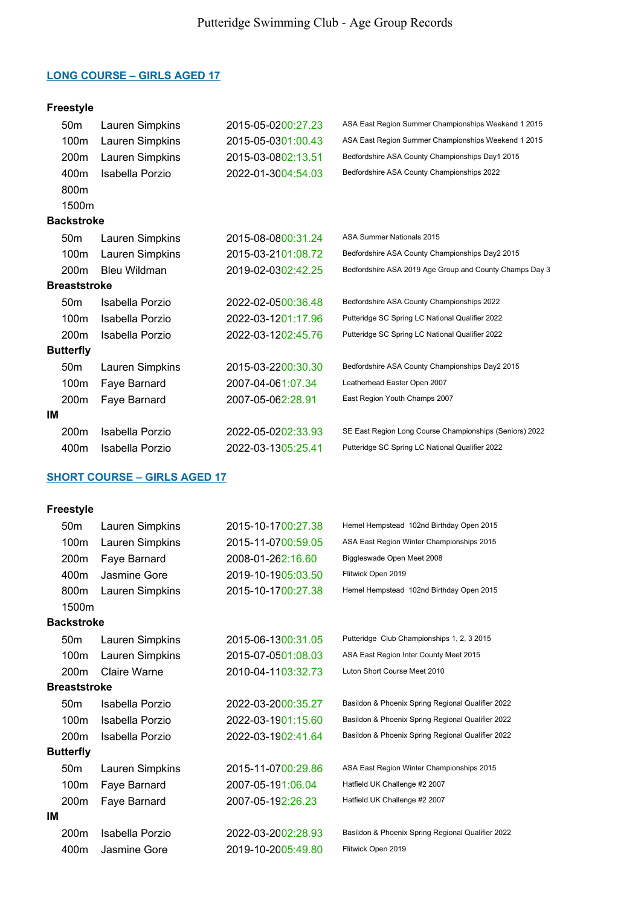# Putteridge Swimming Club - Age Group Records

## LONG COURSE – GIRLS AGED 17

| | | | |
|---|---|---|---|
| **Freestyle** | | | |
| 50m | Lauren Simpkins | 2015-05-0200:27.23 | ASA East Region Summer Championships Weekend 1 2015 |
| 100m | Lauren Simpkins | 2015-05-0301:00.43 | ASA East Region Summer Championships Weekend 1 2015 |
| 200m | Lauren Simpkins | 2015-03-0802:13.51 | Bedfordshire ASA County Championships Day1 2015 |
| 400m | Isabella Porzio | 2022-01-3004:54.03 | Bedfordshire ASA County Championships 2022 |
| 800m | | | |
| 1500m | | | |
| **Backstroke** | | | |
| 50m | Lauren Simpkins | 2015-08-0800:31.24 | ASA Summer Nationals 2015 |
| 100m | Lauren Simpkins | 2015-03-2101:08.72 | Bedfordshire ASA County Championships Day2 2015 |
| 200m | Bleu Wildman | 2019-02-0302:42.25 | Bedfordshire ASA 2019 Age Group and County Champs Day 3 |
| **Breaststroke** | | | |
| 50m | Isabella Porzio | 2022-02-0500:36.48 | Bedfordshire ASA County Championships 2022 |
| 100m | Isabella Porzio | 2022-03-1201:17.96 | Putteridge SC Spring LC National Qualifier 2022 |
| 200m | Isabella Porzio | 2022-03-1202:45.76 | Putteridge SC Spring LC National Qualifier 2022 |
| **Butterfly** | | | |
| 50m | Lauren Simpkins | 2015-03-2200:30.30 | Bedfordshire ASA County Championships Day2 2015 |
| 100m | Faye Barnard | 2007-04-061:07.34 | Leatherhead Easter Open 2007 |
| 200m | Faye Barnard | 2007-05-062:28.91 | East Region Youth Champs 2007 |
| **IM** | | | |
| 200m | Isabella Porzio | 2022-05-0202:33.93 | SE East Region Long Course Championships (Seniors) 2022 |
| 400m | Isabella Porzio | 2022-03-1305:25.41 | Putteridge SC Spring LC National Qualifier 2022 |

## SHORT COURSE – GIRLS AGED 17

| | | | |
|---|---|---|---|
| **Freestyle** | | | |
| 50m | Lauren Simpkins | 2015-10-1700:27.38 | Hemel Hempstead 102nd Birthday Open 2015 |
| 100m | Lauren Simpkins | 2015-11-0700:59.05 | ASA East Region Winter Championships 2015 |
| 200m | Faye Barnard | 2008-01-262:16.60 | Biggleswade Open Meet 2008 |
| 400m | Jasmine Gore | 2019-10-1905:03.50 | Flitwick Open 2019 |
| 800m | Lauren Simpkins | 2015-10-1700:27.38 | Hemel Hempstead 102nd Birthday Open 2015 |
| 1500m | | | |
| **Backstroke** | | | |
| 50m | Lauren Simpkins | 2015-06-1300:31.05 | Putteridge Club Championships 1, 2, 3 2015 |
| 100m | Lauren Simpkins | 2015-07-0501:08.03 | ASA East Region Inter County Meet 2015 |
| 200m | Claire Warne | 2010-04-1103:32.73 | Luton Short Course Meet 2010 |
| **Breaststroke** | | | |
| 50m | Isabella Porzio | 2022-03-2000:35.27 | Basildon & Phoenix Spring Regional Qualifier 2022 |
| 100m | Isabella Porzio | 2022-03-1901:15.60 | Basildon & Phoenix Spring Regional Qualifier 2022 |
| 200m | Isabella Porzio | 2022-03-1902:41.64 | Basildon & Phoenix Spring Regional Qualifier 2022 |
| **Butterfly** | | | |
| 50m | Lauren Simpkins | 2015-11-0700:29.86 | ASA East Region Winter Championships 2015 |
| 100m | Faye Barnard | 2007-05-191:06.04 | Hatfield UK Challenge #2 2007 |
| 200m | Faye Barnard | 2007-05-192:26.23 | Hatfield UK Challenge #2 2007 |
| **IM** | | | |
| 200m | Isabella Porzio | 2022-03-2002:28.93 | Basildon & Phoenix Spring Regional Qualifier 2022 |
| 400m | Jasmine Gore | 2019-10-2005:49.80 | Flitwick Open 2019 |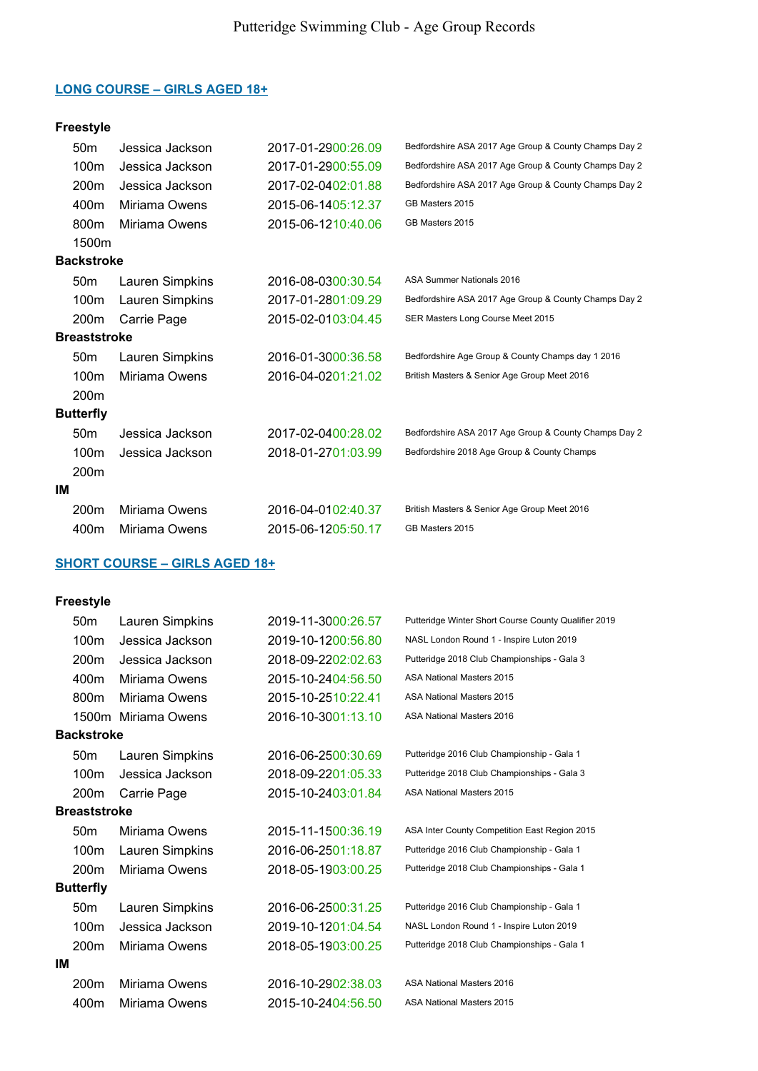# Putteridge Swimming Club - Age Group Records

## LONG COURSE – GIRLS AGED 18+

| | | | | |
|---|---|---|---|---|
| **Freestyle** | | | | |
| 50m | Jessica Jackson | 2017-01-29 | 00:26.09 | Bedfordshire ASA 2017 Age Group & County Champs Day 2 |
| 100m | Jessica Jackson | 2017-01-29 | 00:55.09 | Bedfordshire ASA 2017 Age Group & County Champs Day 2 |
| 200m | Jessica Jackson | 2017-02-04 | 02:01.88 | Bedfordshire ASA 2017 Age Group & County Champs Day 2 |
| 400m | Miriama Owens | 2015-06-14 | 05:12.37 | GB Masters 2015 |
| 800m | Miriama Owens | 2015-06-12 | 10:40.06 | GB Masters 2015 |
| 1500m | | | | |
| **Backstroke** | | | | |
| 50m | Lauren Simpkins | 2016-08-03 | 00:30.54 | ASA Summer Nationals 2016 |
| 100m | Lauren Simpkins | 2017-01-28 | 01:09.29 | Bedfordshire ASA 2017 Age Group & County Champs Day 2 |
| 200m | Carrie Page | 2015-02-01 | 03:04.45 | SER Masters Long Course Meet 2015 |
| **Breaststroke** | | | | |
| 50m | Lauren Simpkins | 2016-01-30 | 00:36.58 | Bedfordshire Age Group & County Champs day 1 2016 |
| 100m | Miriama Owens | 2016-04-02 | 01:21.02 | British Masters & Senior Age Group Meet 2016 |
| 200m | | | | |
| **Butterfly** | | | | |
| 50m | Jessica Jackson | 2017-02-04 | 00:28.02 | Bedfordshire ASA 2017 Age Group & County Champs Day 2 |
| 100m | Jessica Jackson | 2018-01-27 | 01:03.99 | Bedfordshire 2018 Age Group & County Champs |
| 200m | | | | |
| **IM** | | | | |
| 200m | Miriama Owens | 2016-04-01 | 02:40.37 | British Masters & Senior Age Group Meet 2016 |
| 400m | Miriama Owens | 2015-06-12 | 05:50.17 | GB Masters 2015 |

## SHORT COURSE – GIRLS AGED 18+

| | | | | |
|---|---|---|---|---|
| **Freestyle** | | | | |
| 50m | Lauren Simpkins | 2019-11-30 | 00:26.57 | Putteridge Winter Short Course County Qualifier 2019 |
| 100m | Jessica Jackson | 2019-10-12 | 00:56.80 | NASL London Round 1 - Inspire Luton 2019 |
| 200m | Jessica Jackson | 2018-09-22 | 02:02.63 | Putteridge 2018 Club Championships - Gala 3 |
| 400m | Miriama Owens | 2015-10-24 | 04:56.50 | ASA National Masters 2015 |
| 800m | Miriama Owens | 2015-10-25 | 10:22.41 | ASA National Masters 2015 |
| 1500m | Miriama Owens | 2016-10-30 | 01:13.10 | ASA National Masters 2016 |
| **Backstroke** | | | | |
| 50m | Lauren Simpkins | 2016-06-25 | 00:30.69 | Putteridge 2016 Club Championship - Gala 1 |
| 100m | Jessica Jackson | 2018-09-22 | 01:05.33 | Putteridge 2018 Club Championships - Gala 3 |
| 200m | Carrie Page | 2015-10-24 | 03:01.84 | ASA National Masters 2015 |
| **Breaststroke** | | | | |
| 50m | Miriama Owens | 2015-11-15 | 00:36.19 | ASA Inter County Competition East Region 2015 |
| 100m | Lauren Simpkins | 2016-06-25 | 01:18.87 | Putteridge 2016 Club Championship - Gala 1 |
| 200m | Miriama Owens | 2018-05-19 | 03:00.25 | Putteridge 2018 Club Championships - Gala 1 |
| **Butterfly** | | | | |
| 50m | Lauren Simpkins | 2016-06-25 | 00:31.25 | Putteridge 2016 Club Championship - Gala 1 |
| 100m | Jessica Jackson | 2019-10-12 | 01:04.54 | NASL London Round 1 - Inspire Luton 2019 |
| 200m | Miriama Owens | 2018-05-19 | 03:00.25 | Putteridge 2018 Club Championships - Gala 1 |
| **IM** | | | | |
| 200m | Miriama Owens | 2016-10-29 | 02:38.03 | ASA National Masters 2016 |
| 400m | Miriama Owens | 2015-10-24 | 04:56.50 | ASA National Masters 2015 |